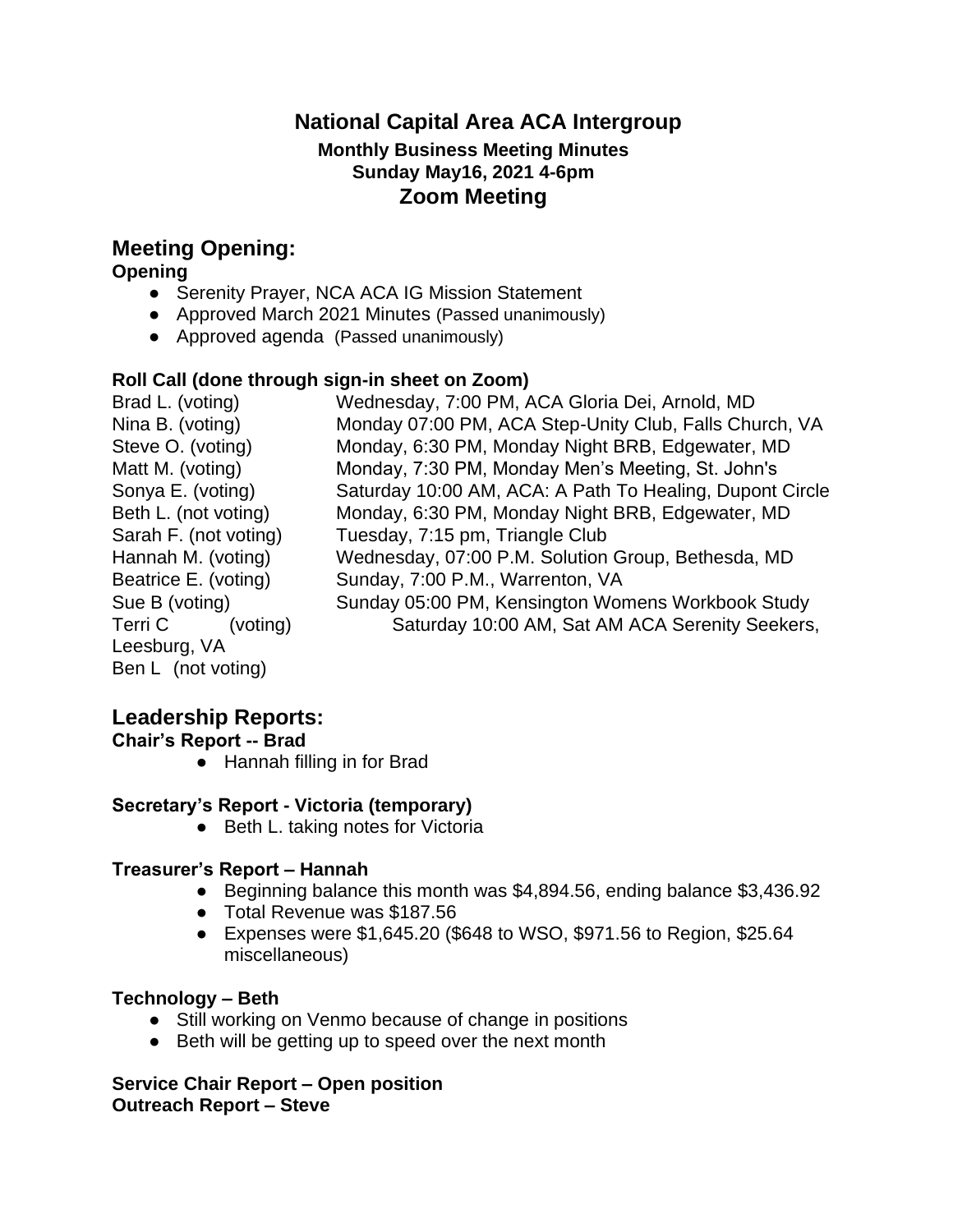# National Capital Area ACA Intergroup

### Monthly Business Meeting Minutes
### Sunday May16, 2021 4-6pm
### Zoom Meeting

## Meeting Opening:

**Opening**

- Serenity Prayer, NCA ACA IG Mission Statement
- Approved March 2021 Minutes (Passed unanimously)
- Approved agenda (Passed unanimously)

**Roll Call (done through sign-in sheet on Zoom)**

Brad L. (voting) Wednesday, 7:00 PM, ACA Gloria Dei, Arnold, MD
Nina B. (voting) Monday 07:00 PM, ACA Step-Unity Club, Falls Church, VA
Steve O. (voting) Monday, 6:30 PM, Monday Night BRB, Edgewater, MD
Matt M. (voting) Monday, 7:30 PM, Monday Men's Meeting, St. John's
Sonya E. (voting) Saturday 10:00 AM, ACA: A Path To Healing, Dupont Circle
Beth L. (not voting) Monday, 6:30 PM, Monday Night BRB, Edgewater, MD
Sarah F. (not voting) Tuesday, 7:15 pm, Triangle Club
Hannah M. (voting) Wednesday, 07:00 P.M. Solution Group, Bethesda, MD
Beatrice E. (voting) Sunday, 7:00 P.M., Warrenton, VA
Sue B (voting) Sunday 05:00 PM, Kensington Womens Workbook Study
Terri C (voting) Saturday 10:00 AM, Sat AM ACA Serenity Seekers, Leesburg, VA
Ben L (not voting)

## Leadership Reports:

**Chair's Report -- Brad**

- Hannah filling in for Brad

**Secretary's Report - Victoria (temporary)**

- Beth L. taking notes for Victoria

**Treasurer's Report – Hannah**

- Beginning balance this month was $4,894.56, ending balance $3,436.92
- Total Revenue was $187.56
- Expenses were $1,645.20 ($648 to WSO, $971.56 to Region, $25.64 miscellaneous)

**Technology – Beth**

- Still working on Venmo because of change in positions
- Beth will be getting up to speed over the next month

**Service Chair Report – Open position**

**Outreach Report – Steve**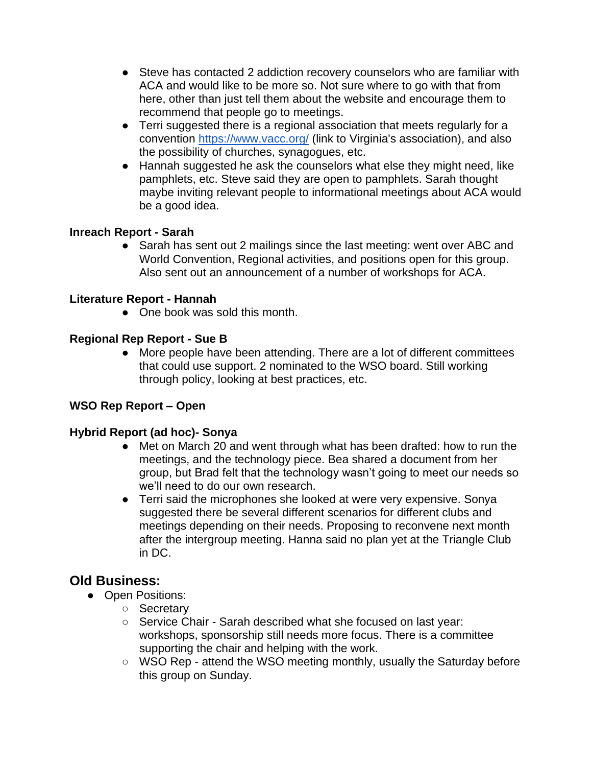- Steve has contacted 2 addiction recovery counselors who are familiar with ACA and would like to be more so. Not sure where to go with that from here, other than just tell them about the website and encourage them to recommend that people go to meetings.
- Terri suggested there is a regional association that meets regularly for a convention [https://www.vacc.org/](https://www.vacc.org/) (link to Virginia's association), and also the possibility of churches, synagogues, etc.
- Hannah suggested he ask the counselors what else they might need, like pamphlets, etc. Steve said they are open to pamphlets. Sarah thought maybe inviting relevant people to informational meetings about ACA would be a good idea.

**Inreach Report - Sarah**

- Sarah has sent out 2 mailings since the last meeting: went over ABC and World Convention, Regional activities, and positions open for this group. Also sent out an announcement of a number of workshops for ACA.

**Literature Report - Hannah**

- One book was sold this month.

**Regional Rep Report - Sue B**

- More people have been attending. There are a lot of different committees that could use support. 2 nominated to the WSO board. Still working through policy, looking at best practices, etc.

**WSO Rep Report – Open**

**Hybrid Report (ad hoc)- Sonya**

- Met on March 20 and went through what has been drafted: how to run the meetings, and the technology piece. Bea shared a document from her group, but Brad felt that the technology wasn't going to meet our needs so we'll need to do our own research.
- Terri said the microphones she looked at were very expensive. Sonya suggested there be several different scenarios for different clubs and meetings depending on their needs. Proposing to reconvene next month after the intergroup meeting. Hanna said no plan yet at the Triangle Club in DC.

## Old Business:

- Open Positions:
  - Secretary
  - Service Chair - Sarah described what she focused on last year: workshops, sponsorship still needs more focus. There is a committee supporting the chair and helping with the work.
  - WSO Rep - attend the WSO meeting monthly, usually the Saturday before this group on Sunday.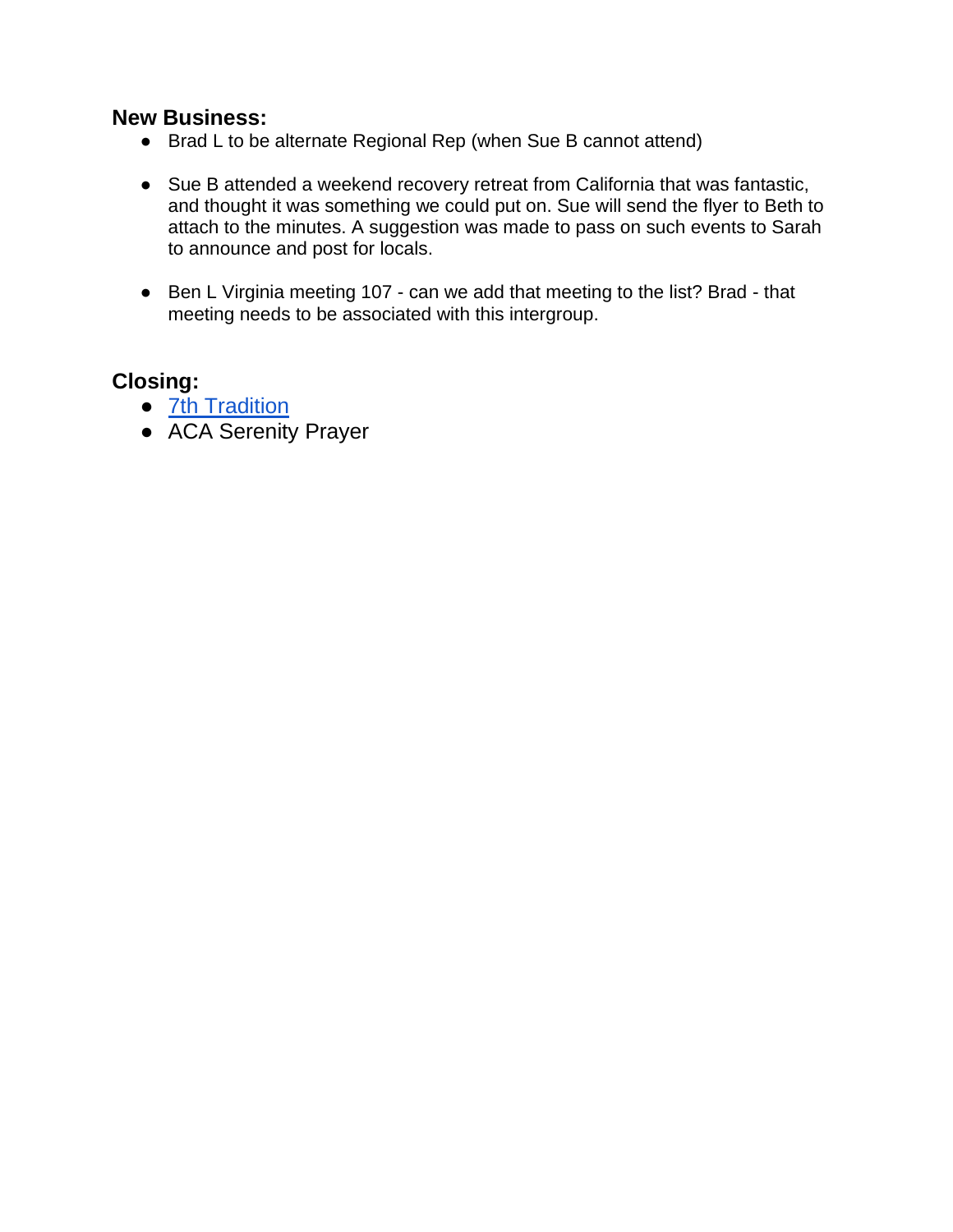### New Business:

- Brad L to be alternate Regional Rep (when Sue B cannot attend)
- Sue B attended a weekend recovery retreat from California that was fantastic, and thought it was something we could put on. Sue will send the flyer to Beth to attach to the minutes. A suggestion was made to pass on such events to Sarah to announce and post for locals.
- Ben L Virginia meeting 107 - can we add that meeting to the list? Brad - that meeting needs to be associated with this intergroup.

### Closing:

- 7th Tradition
- ACA Serenity Prayer